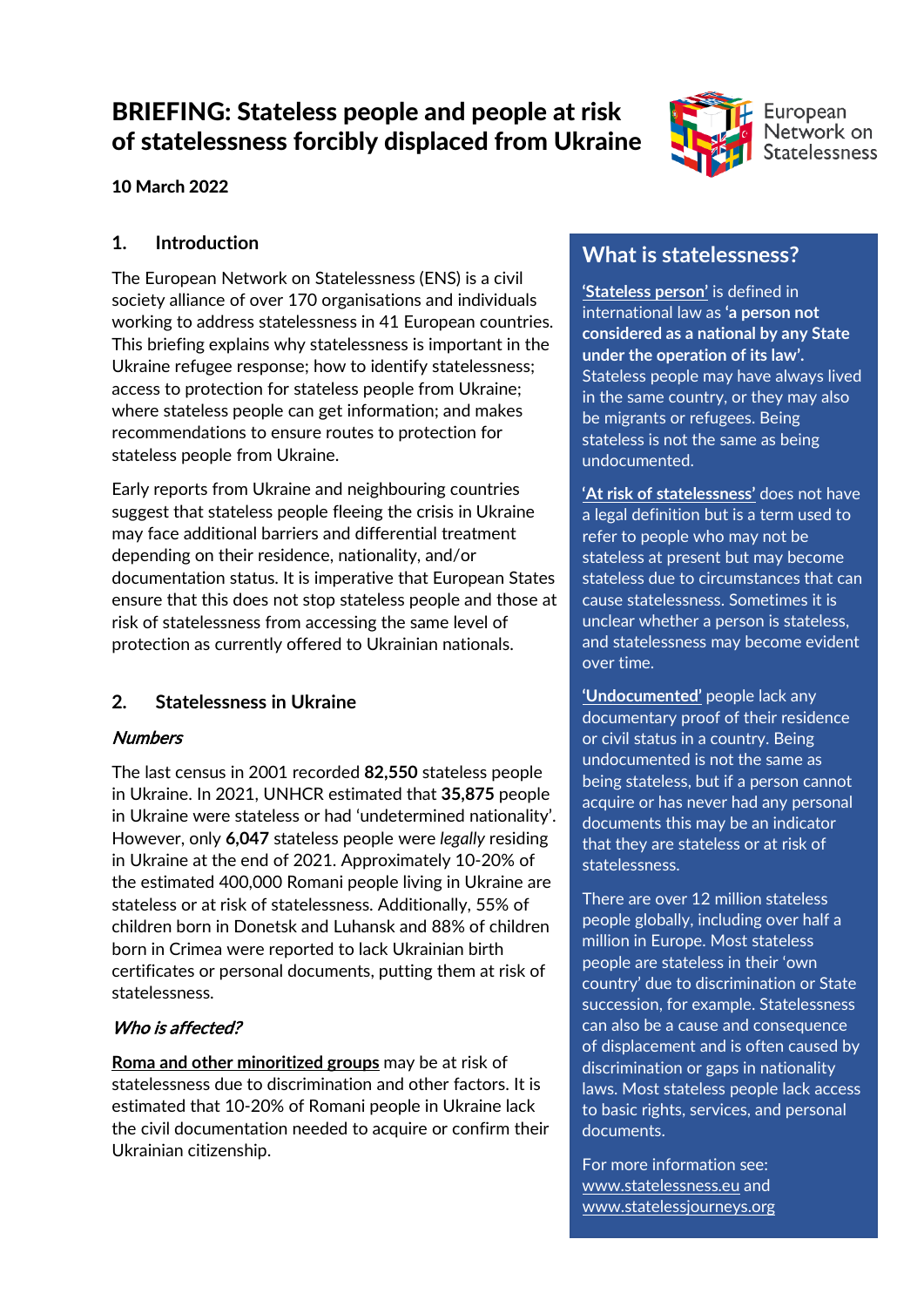# BRIEFING: Stateless people and people at risk of statelessness forcibly displaced from Ukraine

European Network on Statelessness

**10 March 2022**

## 1. Introduction

The European Network on Statelessness (ENS) is a civil society alliance of over 170 organisations and individuals working to address statelessness in 41 European countries. This briefing explains why statelessness is important in the Ukraine refugee response; how to identify statelessness; access to protection for stateless people from Ukraine; where stateless people can get information; and makes recommendations to ensure routes to protection for stateless people from Ukraine.

Early reports from Ukraine and neighbouring countries suggest that stateless people fleeing the crisis in Ukraine may face additional barriers and differential treatment depending on their residence, nationality, and/or documentation status. It is imperative that European States ensure that this does not stop stateless people and those at risk of statelessness from accessing the same level of protection as currently offered to Ukrainian nationals.

## 2. Statelessness in Ukraine

### *Numbers*

The last census in 2001 recorded **82,550** stateless people in Ukraine. In 2021, UNHCR estimated that **35,875** people in Ukraine were stateless or had 'undetermined nationality'. However, only **6,047** stateless people were *legally* residing in Ukraine at the end of 2021. Approximately 10-20% of the estimated 400,000 Romani people living in Ukraine are stateless or at risk of statelessness. Additionally, 55% of children born in Donetsk and Luhansk and 88% of children born in Crimea were reported to lack Ukrainian birth certificates or personal documents, putting them at risk of statelessness.

### *Who is affected?*

**Roma and other minoritized groups** may be at risk of statelessness due to discrimination and other factors. It is estimated that 10-20% of Romani people in Ukraine lack the civil documentation needed to acquire or confirm their Ukrainian citizenship.

## What is statelessness?

**'Stateless person'** is defined in international law as **'a person not considered as a national by any State under the operation of its law'.** Stateless people may have always lived in the same country, or they may also be migrants or refugees. Being stateless is not the same as being undocumented.

**'At risk of statelessness'** does not have a legal definition but is a term used to refer to people who may not be stateless at present but may become stateless due to circumstances that can cause statelessness. Sometimes it is unclear whether a person is stateless, and statelessness may become evident over time.

**'Undocumented'** people lack any documentary proof of their residence or civil status in a country. Being undocumented is not the same as being stateless, but if a person cannot acquire or has never had any personal documents this may be an indicator that they are stateless or at risk of statelessness.

There are over 12 million stateless people globally, including over half a million in Europe. Most stateless people are stateless in their 'own country' due to discrimination or State succession, for example. Statelessness can also be a cause and consequence of displacement and is often caused by discrimination or gaps in nationality laws. Most stateless people lack access to basic rights, services, and personal documents.

For more information see: www.statelessness.eu and www.statelessjourneys.org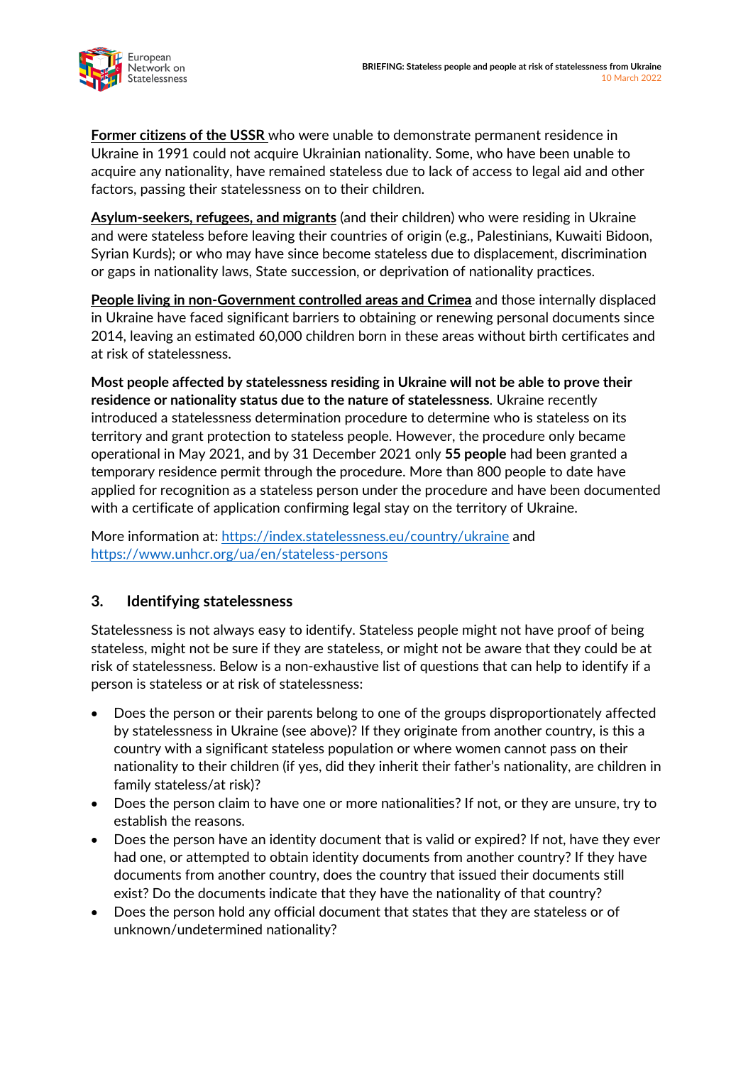**Former citizens of the USSR** who were unable to demonstrate permanent residence in Ukraine in 1991 could not acquire Ukrainian nationality. Some, who have been unable to acquire any nationality, have remained stateless due to lack of access to legal aid and other factors, passing their statelessness on to their children.

**Asylum-seekers, refugees, and migrants** (and their children) who were residing in Ukraine and were stateless before leaving their countries of origin (e.g., Palestinians, Kuwaiti Bidoon, Syrian Kurds); or who may have since become stateless due to displacement, discrimination or gaps in nationality laws, State succession, or deprivation of nationality practices.

**People living in non-Government controlled areas and Crimea** and those internally displaced in Ukraine have faced significant barriers to obtaining or renewing personal documents since 2014, leaving an estimated 60,000 children born in these areas without birth certificates and at risk of statelessness.

**Most people affected by statelessness residing in Ukraine will not be able to prove their residence or nationality status due to the nature of statelessness**. Ukraine recently introduced a statelessness determination procedure to determine who is stateless on its territory and grant protection to stateless people. However, the procedure only became operational in May 2021, and by 31 December 2021 only **55 people** had been granted a temporary residence permit through the procedure. More than 800 people to date have applied for recognition as a stateless person under the procedure and have been documented with a certificate of application confirming legal stay on the territory of Ukraine.

More information at: https://index.statelessness.eu/country/ukraine and https://www.unhcr.org/ua/en/stateless-persons

## 3. Identifying statelessness

Statelessness is not always easy to identify. Stateless people might not have proof of being stateless, might not be sure if they are stateless, or might not be aware that they could be at risk of statelessness. Below is a non-exhaustive list of questions that can help to identify if a person is stateless or at risk of statelessness:

- Does the person or their parents belong to one of the groups disproportionately affected by statelessness in Ukraine (see above)? If they originate from another country, is this a country with a significant stateless population or where women cannot pass on their nationality to their children (if yes, did they inherit their father's nationality, are children in family stateless/at risk)?
- Does the person claim to have one or more nationalities? If not, or they are unsure, try to establish the reasons.
- Does the person have an identity document that is valid or expired? If not, have they ever had one, or attempted to obtain identity documents from another country? If they have documents from another country, does the country that issued their documents still exist? Do the documents indicate that they have the nationality of that country?
- Does the person hold any official document that states that they are stateless or of unknown/undetermined nationality?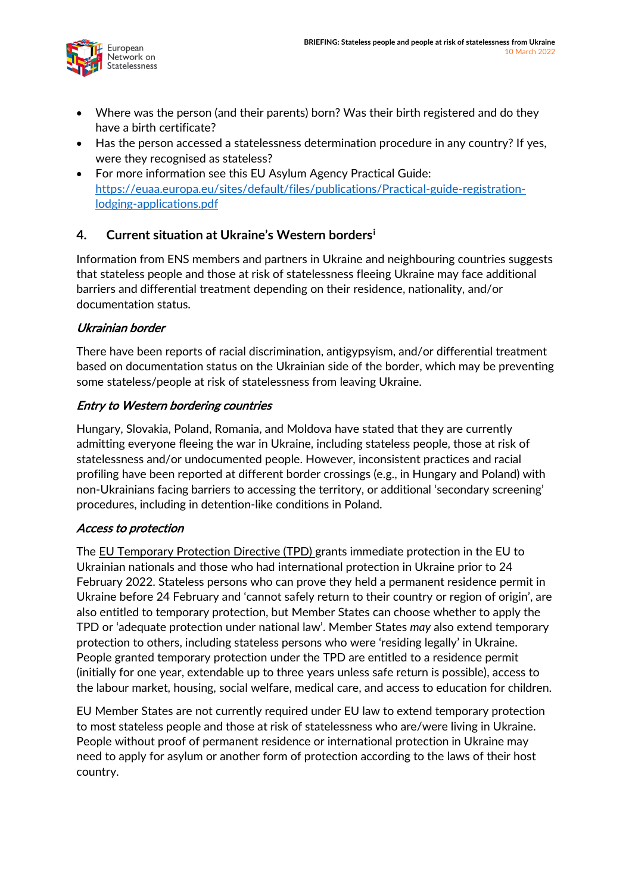- Where was the person (and their parents) born? Was their birth registered and do they have a birth certificate?
- Has the person accessed a statelessness determination procedure in any country? If yes, were they recognised as stateless?
- For more information see this EU Asylum Agency Practical Guide: [https://euaa.europa.eu/sites/default/files/publications/Practical-guide-registration-lodging-applications.pdf](https://euaa.europa.eu/sites/default/files/publications/Practical-guide-registration-lodging-applications.pdf)

## 4. Current situation at Ukraine's Western borders[i]

Information from ENS members and partners in Ukraine and neighbouring countries suggests that stateless people and those at risk of statelessness fleeing Ukraine may face additional barriers and differential treatment depending on their residence, nationality, and/or documentation status.

### *Ukrainian border*

There have been reports of racial discrimination, antigypsyism, and/or differential treatment based on documentation status on the Ukrainian side of the border, which may be preventing some stateless/people at risk of statelessness from leaving Ukraine.

### *Entry to Western bordering countries*

Hungary, Slovakia, Poland, Romania, and Moldova have stated that they are currently admitting everyone fleeing the war in Ukraine, including stateless people, those at risk of statelessness and/or undocumented people. However, inconsistent practices and racial profiling have been reported at different border crossings (e.g., in Hungary and Poland) with non-Ukrainians facing barriers to accessing the territory, or additional 'secondary screening' procedures, including in detention-like conditions in Poland.

### *Access to protection*

The EU Temporary Protection Directive (TPD) grants immediate protection in the EU to Ukrainian nationals and those who had international protection in Ukraine prior to 24 February 2022. Stateless persons who can prove they held a permanent residence permit in Ukraine before 24 February and 'cannot safely return to their country or region of origin', are also entitled to temporary protection, but Member States can choose whether to apply the TPD or 'adequate protection under national law'. Member States *may* also extend temporary protection to others, including stateless persons who were 'residing legally' in Ukraine. People granted temporary protection under the TPD are entitled to a residence permit (initially for one year, extendable up to three years unless safe return is possible), access to the labour market, housing, social welfare, medical care, and access to education for children.

EU Member States are not currently required under EU law to extend temporary protection to most stateless people and those at risk of statelessness who are/were living in Ukraine. People without proof of permanent residence or international protection in Ukraine may need to apply for asylum or another form of protection according to the laws of their host country.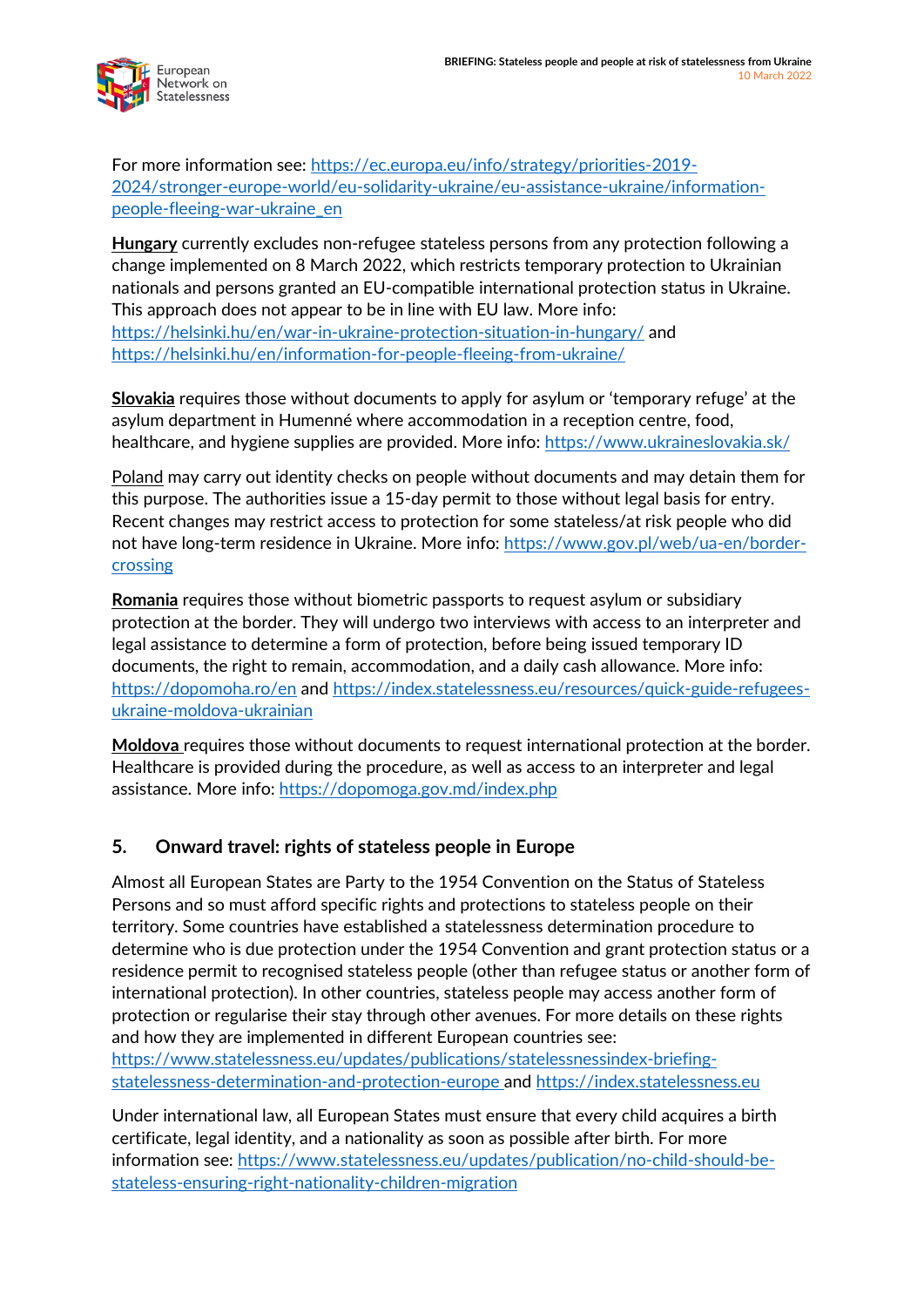For more information see: https://ec.europa.eu/info/strategy/priorities-2019-2024/stronger-europe-world/eu-solidarity-ukraine/eu-assistance-ukraine/information-people-fleeing-war-ukraine_en

**Hungary** currently excludes non-refugee stateless persons from any protection following a change implemented on 8 March 2022, which restricts temporary protection to Ukrainian nationals and persons granted an EU-compatible international protection status in Ukraine. This approach does not appear to be in line with EU law. More info: https://helsinki.hu/en/war-in-ukraine-protection-situation-in-hungary/ and https://helsinki.hu/en/information-for-people-fleeing-from-ukraine/

**Slovakia** requires those without documents to apply for asylum or 'temporary refuge' at the asylum department in Humenné where accommodation in a reception centre, food, healthcare, and hygiene supplies are provided. More info: https://www.ukraineslovakia.sk/

Poland may carry out identity checks on people without documents and may detain them for this purpose. The authorities issue a 15-day permit to those without legal basis for entry. Recent changes may restrict access to protection for some stateless/at risk people who did not have long-term residence in Ukraine. More info: https://www.gov.pl/web/ua-en/border-crossing

**Romania** requires those without biometric passports to request asylum or subsidiary protection at the border. They will undergo two interviews with access to an interpreter and legal assistance to determine a form of protection, before being issued temporary ID documents, the right to remain, accommodation, and a daily cash allowance. More info: https://dopomoha.ro/en and https://index.statelessness.eu/resources/quick-guide-refugees-ukraine-moldova-ukrainian

**Moldova** requires those without documents to request international protection at the border. Healthcare is provided during the procedure, as well as access to an interpreter and legal assistance. More info: https://dopomoga.gov.md/index.php

## 5. Onward travel: rights of stateless people in Europe

Almost all European States are Party to the 1954 Convention on the Status of Stateless Persons and so must afford specific rights and protections to stateless people on their territory. Some countries have established a statelessness determination procedure to determine who is due protection under the 1954 Convention and grant protection status or a residence permit to recognised stateless people (other than refugee status or another form of international protection). In other countries, stateless people may access another form of protection or regularise their stay through other avenues. For more details on these rights and how they are implemented in different European countries see: https://www.statelessness.eu/updates/publications/statelessnessindex-briefing-statelessness-determination-and-protection-europe and https://index.statelessness.eu

Under international law, all European States must ensure that every child acquires a birth certificate, legal identity, and a nationality as soon as possible after birth. For more information see: https://www.statelessness.eu/updates/publication/no-child-should-be-stateless-ensuring-right-nationality-children-migration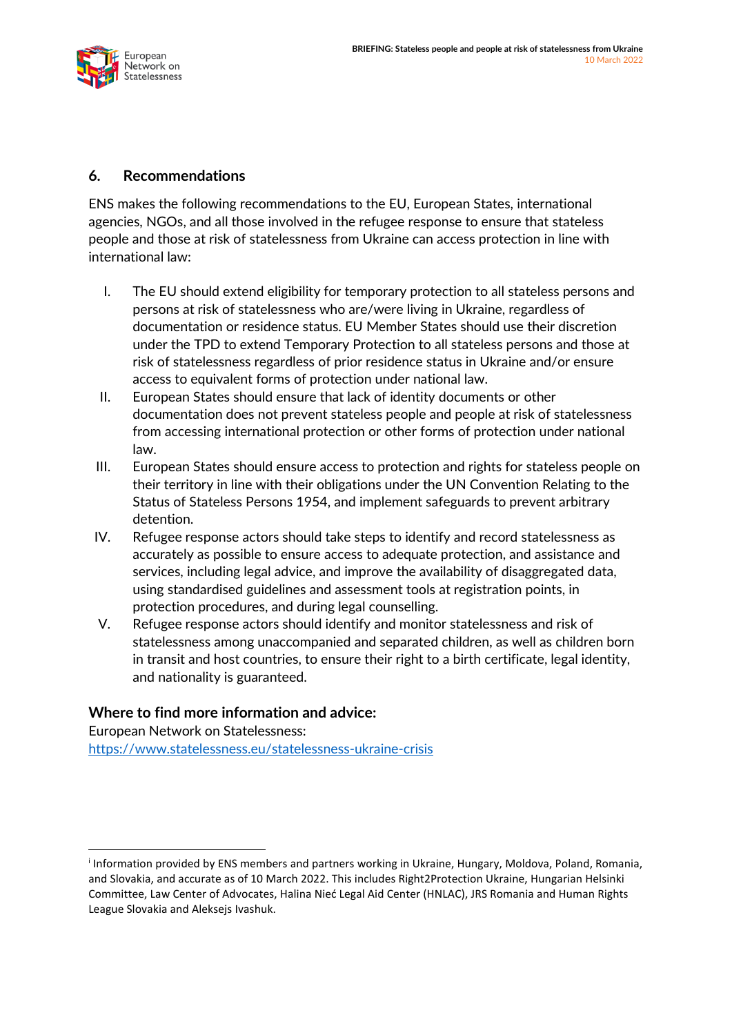## 6. Recommendations

ENS makes the following recommendations to the EU, European States, international agencies, NGOs, and all those involved in the refugee response to ensure that stateless people and those at risk of statelessness from Ukraine can access protection in line with international law:

I. The EU should extend eligibility for temporary protection to all stateless persons and persons at risk of statelessness who are/were living in Ukraine, regardless of documentation or residence status. EU Member States should use their discretion under the TPD to extend Temporary Protection to all stateless persons and those at risk of statelessness regardless of prior residence status in Ukraine and/or ensure access to equivalent forms of protection under national law.

II. European States should ensure that lack of identity documents or other documentation does not prevent stateless people and people at risk of statelessness from accessing international protection or other forms of protection under national law.

III. European States should ensure access to protection and rights for stateless people on their territory in line with their obligations under the UN Convention Relating to the Status of Stateless Persons 1954, and implement safeguards to prevent arbitrary detention.

IV. Refugee response actors should take steps to identify and record statelessness as accurately as possible to ensure access to adequate protection, and assistance and services, including legal advice, and improve the availability of disaggregated data, using standardised guidelines and assessment tools at registration points, in protection procedures, and during legal counselling.

V. Refugee response actors should identify and monitor statelessness and risk of statelessness among unaccompanied and separated children, as well as children born in transit and host countries, to ensure their right to a birth certificate, legal identity, and nationality is guaranteed.

### Where to find more information and advice:

European Network on Statelessness:
https://www.statelessness.eu/statelessness-ukraine-crisis

---

[i] Information provided by ENS members and partners working in Ukraine, Hungary, Moldova, Poland, Romania, and Slovakia, and accurate as of 10 March 2022. This includes Right2Protection Ukraine, Hungarian Helsinki Committee, Law Center of Advocates, Halina Nieć Legal Aid Center (HNLAC), JRS Romania and Human Rights League Slovakia and Aleksejs Ivashuk.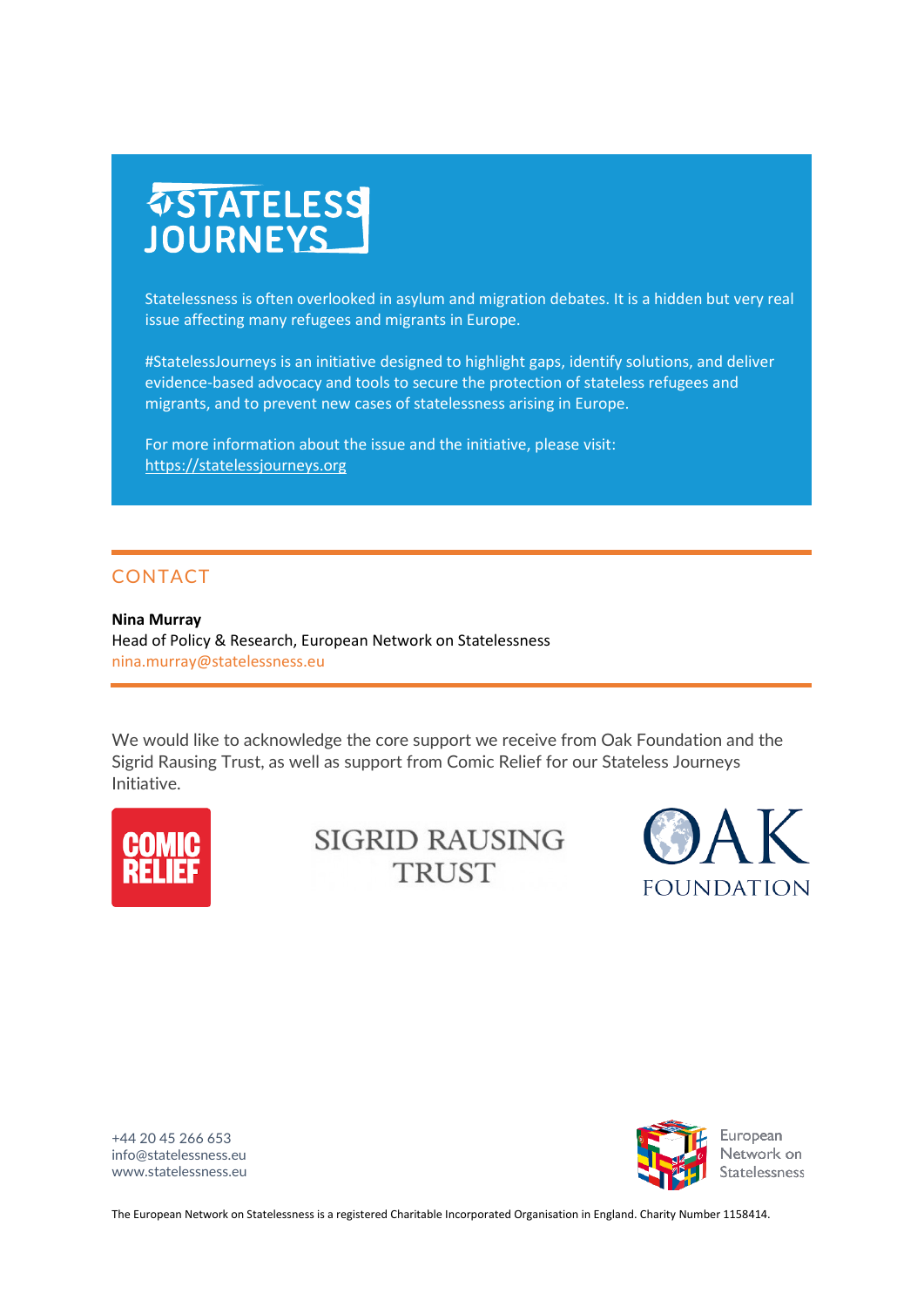# STATELESS JOURNEYS

Statelessness is often overlooked in asylum and migration debates. It is a hidden but very real issue affecting many refugees and migrants in Europe.

#StatelessJourneys is an initiative designed to highlight gaps, identify solutions, and deliver evidence-based advocacy and tools to secure the protection of stateless refugees and migrants, and to prevent new cases of statelessness arising in Europe.

For more information about the issue and the initiative, please visit: https://statelessjourneys.org

## CONTACT

**Nina Murray**
Head of Policy & Research, European Network on Statelessness
nina.murray@statelessness.eu

We would like to acknowledge the core support we receive from Oak Foundation and the Sigrid Rausing Trust, as well as support from Comic Relief for our Stateless Journeys Initiative.

COMIC RELIEF

SIGRID RAUSING TRUST

OAK FOUNDATION

+44 20 45 266 653
info@statelessness.eu
www.statelessness.eu

European Network on Statelessness

The European Network on Statelessness is a registered Charitable Incorporated Organisation in England. Charity Number 1158414.